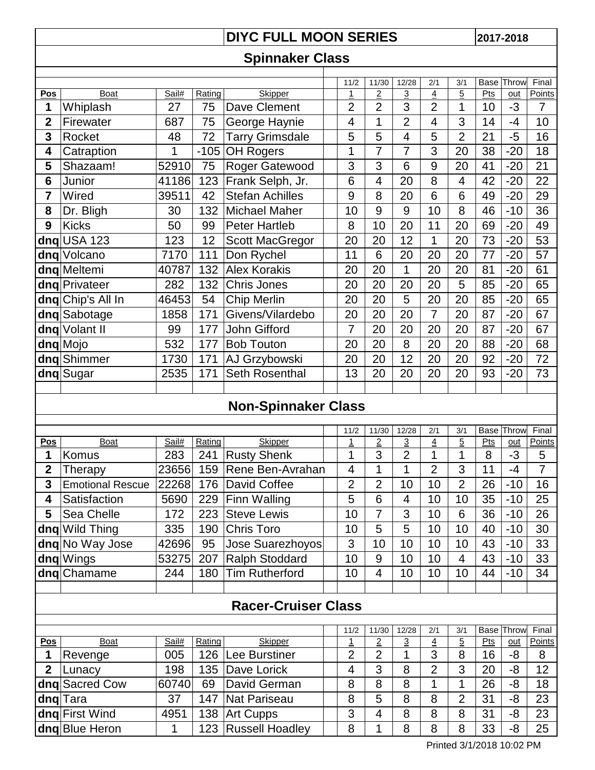# DIYC FULL MOON SERIES 2017-2018

## Spinnaker Class

| Pos | Boat | Sail# | Rating | Skipper | 11/2<br>1 | 11/30<br>2 | 12/28<br>3 | 2/1<br>4 | 3/1<br>5 | Base Pts | Throw out | Final Points |
|---|---|---|---|---|---|---|---|---|---|---|---|---|
| 1 | Whiplash | 27 | 75 | Dave Clement | 2 | 2 | 3 | 2 | 1 | 10 | -3 | 7 |
| 2 | Firewater | 687 | 75 | George Haynie | 4 | 1 | 2 | 4 | 3 | 14 | -4 | 10 |
| 3 | Rocket | 48 | 72 | Tarry Grimsdale | 5 | 5 | 4 | 5 | 2 | 21 | -5 | 16 |
| 4 | Catraption | 1 | -105 | OH Rogers | 1 | 7 | 7 | 3 | 20 | 38 | -20 | 18 |
| 5 | Shazaam! | 52910 | 75 | Roger Gatewood | 3 | 3 | 6 | 9 | 20 | 41 | -20 | 21 |
| 6 | Junior | 41186 | 123 | Frank Selph, Jr. | 6 | 4 | 20 | 8 | 4 | 42 | -20 | 22 |
| 7 | Wired | 39511 | 42 | Stefan Achilles | 9 | 8 | 20 | 6 | 6 | 49 | -20 | 29 |
| 8 | Dr. Bligh | 30 | 132 | Michael Maher | 10 | 9 | 9 | 10 | 8 | 46 | -10 | 36 |
| 9 | Kicks | 50 | 99 | Peter Hartleb | 8 | 10 | 20 | 11 | 20 | 69 | -20 | 49 |
| dnq | USA 123 | 123 | 12 | Scott MacGregor | 20 | 20 | 12 | 1 | 20 | 73 | -20 | 53 |
| dnq | Volcano | 7170 | 111 | Don Rychel | 11 | 6 | 20 | 20 | 20 | 77 | -20 | 57 |
| dnq | Meltemi | 40787 | 132 | Alex Korakis | 20 | 20 | 1 | 20 | 20 | 81 | -20 | 61 |
| dnq | Privateer | 282 | 132 | Chris Jones | 20 | 20 | 20 | 20 | 5 | 85 | -20 | 65 |
| dnq | Chip's All In | 46453 | 54 | Chip Merlin | 20 | 20 | 5 | 20 | 20 | 85 | -20 | 65 |
| dnq | Sabotage | 1858 | 171 | Givens/Vilardebo | 20 | 20 | 20 | 7 | 20 | 87 | -20 | 67 |
| dnq | Volant II | 99 | 177 | John Gifford | 7 | 20 | 20 | 20 | 20 | 87 | -20 | 67 |
| dnq | Mojo | 532 | 177 | Bob Touton | 20 | 20 | 8 | 20 | 20 | 88 | -20 | 68 |
| dnq | Shimmer | 1730 | 171 | AJ Grzybowski | 20 | 20 | 12 | 20 | 20 | 92 | -20 | 72 |
| dnq | Sugar | 2535 | 171 | Seth Rosenthal | 13 | 20 | 20 | 20 | 20 | 93 | -20 | 73 |

## Non-Spinnaker Class

| Pos | Boat | Sail# | Rating | Skipper | 11/2<br>1 | 11/30<br>2 | 12/28<br>3 | 2/1<br>4 | 3/1<br>5 | Base Pts | Throw out | Final Points |
|---|---|---|---|---|---|---|---|---|---|---|---|---|
| 1 | Komus | 283 | 241 | Rusty Shenk | 1 | 3 | 2 | 1 | 1 | 8 | -3 | 5 |
| 2 | Therapy | 23656 | 159 | Rene Ben-Avrahan | 4 | 1 | 1 | 2 | 3 | 11 | -4 | 7 |
| 3 | Emotional Rescue | 22268 | 176 | David Coffee | 2 | 2 | 10 | 10 | 2 | 26 | -10 | 16 |
| 4 | Satisfaction | 5690 | 229 | Finn Walling | 5 | 6 | 4 | 10 | 10 | 35 | -10 | 25 |
| 5 | Sea Chelle | 172 | 223 | Steve Lewis | 10 | 7 | 3 | 10 | 6 | 36 | -10 | 26 |
| dnq | Wild Thing | 335 | 190 | Chris Toro | 10 | 5 | 5 | 10 | 10 | 40 | -10 | 30 |
| dnq | No Way Jose | 42696 | 95 | Jose Suarezhoyos | 3 | 10 | 10 | 10 | 10 | 43 | -10 | 33 |
| dnq | Wings | 53275 | 207 | Ralph Stoddard | 10 | 9 | 10 | 10 | 4 | 43 | -10 | 33 |
| dnq | Chamame | 244 | 180 | Tim Rutherford | 10 | 4 | 10 | 10 | 10 | 44 | -10 | 34 |

## Racer-Cruiser Class

| Pos | Boat | Sail# | Rating | Skipper | 11/2<br>1 | 11/30<br>2 | 12/28<br>3 | 2/1<br>4 | 3/1<br>5 | Base Pts | Throw out | Final Points |
|---|---|---|---|---|---|---|---|---|---|---|---|---|
| 1 | Revenge | 005 | 126 | Lee Burstiner | 2 | 2 | 1 | 3 | 8 | 16 | -8 | 8 |
| 2 | Lunacy | 198 | 135 | Dave Lorick | 4 | 3 | 8 | 2 | 3 | 20 | -8 | 12 |
| dnq | Sacred Cow | 60740 | 69 | David German | 8 | 8 | 8 | 1 | 1 | 26 | -8 | 18 |
| dnq | Tara | 37 | 147 | Nat Pariseau | 8 | 5 | 8 | 8 | 2 | 31 | -8 | 23 |
| dnq | First Wind | 4951 | 138 | Art Cupps | 3 | 4 | 8 | 8 | 8 | 31 | -8 | 23 |
| dnq | Blue Heron | 1 | 123 | Russell Hoadley | 8 | 1 | 8 | 8 | 8 | 33 | -8 | 25 |

Printed 3/1/2018 10:02 PM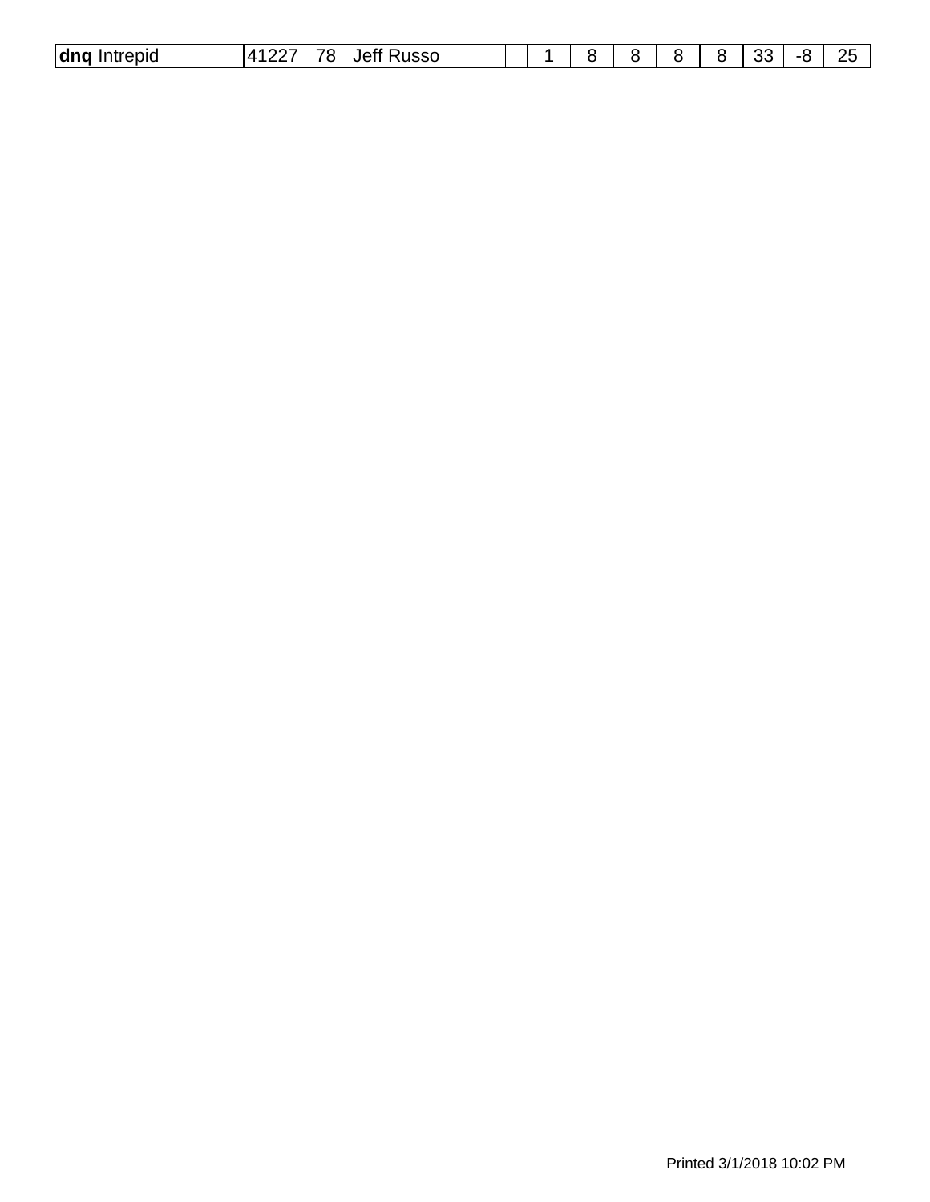| | | | | | | | | | | | | | |
|---|---|---|---|---|---|---|---|---|---|---|---|---|---|
| **dnq** | Intrepid | 41227 | 78 | Jeff Russo | | 1 | 8 | 8 | 8 | 8 | 33 | -8 | 25 |

Printed 3/1/2018 10:02 PM